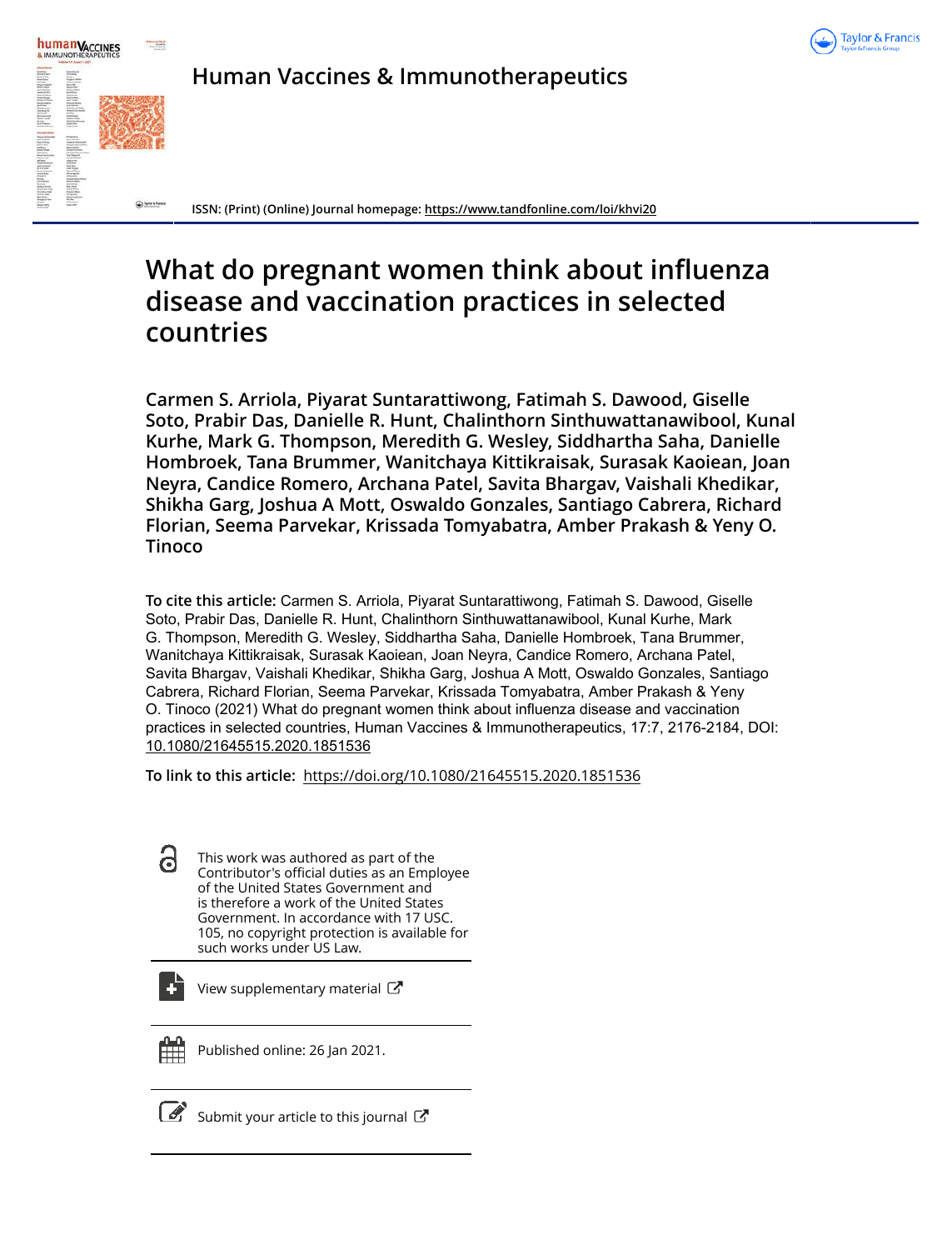Human Vaccines & Immunotherapeutics

ISSN: (Print) (Online) Journal homepage: https://www.tandfonline.com/loi/khvi20

# What do pregnant women think about influenza disease and vaccination practices in selected countries

**Carmen S. Arriola, Piyarat Suntarattiwong, Fatimah S. Dawood, Giselle Soto, Prabir Das, Danielle R. Hunt, Chalinthorn Sinthuwattanawibool, Kunal Kurhe, Mark G. Thompson, Meredith G. Wesley, Siddhartha Saha, Danielle Hombroek, Tana Brummer, Wanitchaya Kittikraisak, Surasak Kaoiean, Joan Neyra, Candice Romero, Archana Patel, Savita Bhargav, Vaishali Khedikar, Shikha Garg, Joshua A Mott, Oswaldo Gonzales, Santiago Cabrera, Richard Florian, Seema Parvekar, Krissada Tomyabatra, Amber Prakash & Yeny O. Tinoco**

**To cite this article:** Carmen S. Arriola, Piyarat Suntarattiwong, Fatimah S. Dawood, Giselle Soto, Prabir Das, Danielle R. Hunt, Chalinthorn Sinthuwattanawibool, Kunal Kurhe, Mark G. Thompson, Meredith G. Wesley, Siddhartha Saha, Danielle Hombroek, Tana Brummer, Wanitchaya Kittikraisak, Surasak Kaoiean, Joan Neyra, Candice Romero, Archana Patel, Savita Bhargav, Vaishali Khedikar, Shikha Garg, Joshua A Mott, Oswaldo Gonzales, Santiago Cabrera, Richard Florian, Seema Parvekar, Krissada Tomyabatra, Amber Prakash & Yeny O. Tinoco (2021) What do pregnant women think about influenza disease and vaccination practices in selected countries, Human Vaccines & Immunotherapeutics, 17:7, 2176-2184, DOI: 10.1080/21645515.2020.1851536

**To link to this article:** https://doi.org/10.1080/21645515.2020.1851536

This work was authored as part of the Contributor's official duties as an Employee of the United States Government and is therefore a work of the United States Government. In accordance with 17 USC. 105, no copyright protection is available for such works under US Law.

View supplementary material

Published online: 26 Jan 2021.

Submit your article to this journal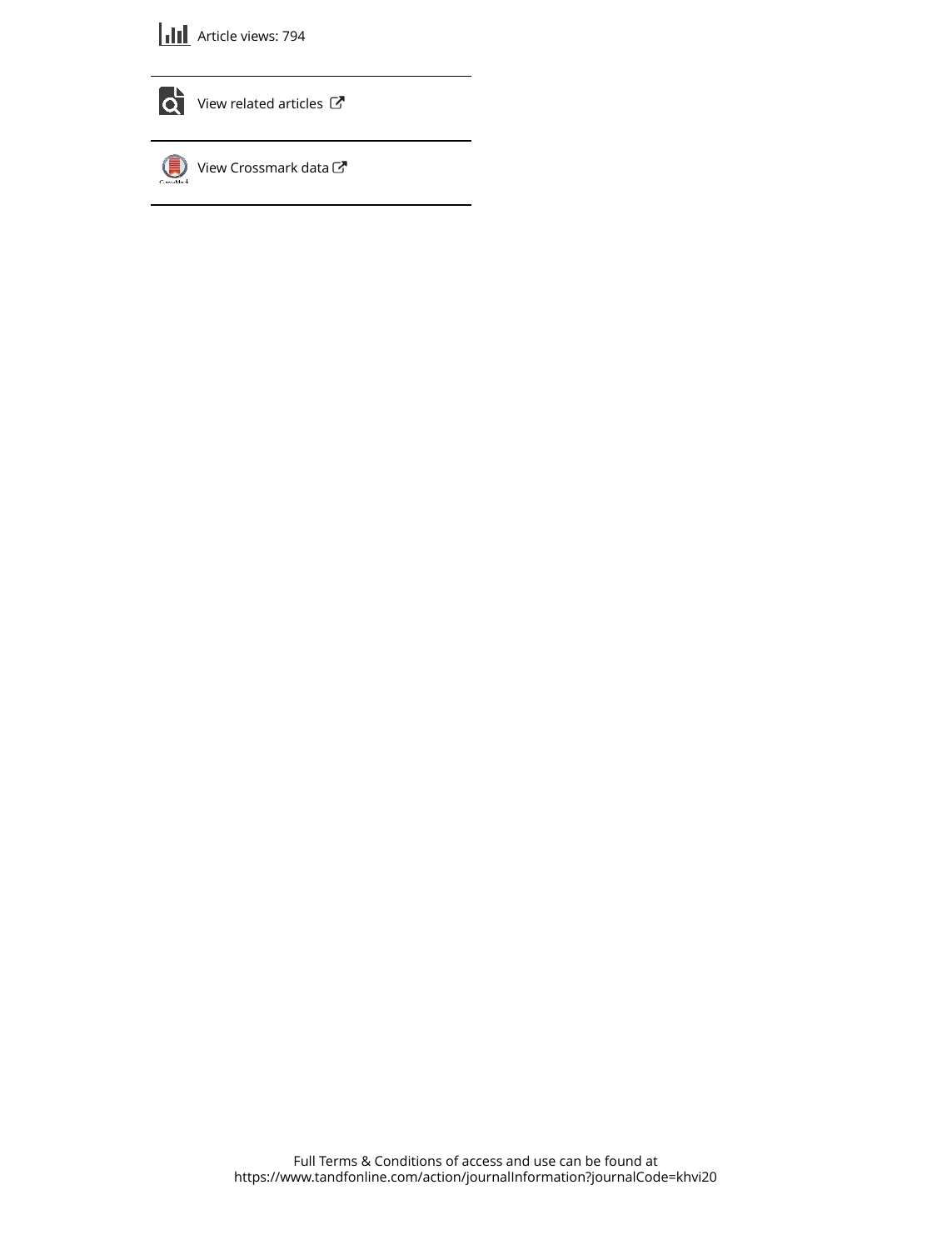Article views: 794

View related articles

View Crossmark data

Full Terms & Conditions of access and use can be found at
https://www.tandfonline.com/action/journalInformation?journalCode=khvi20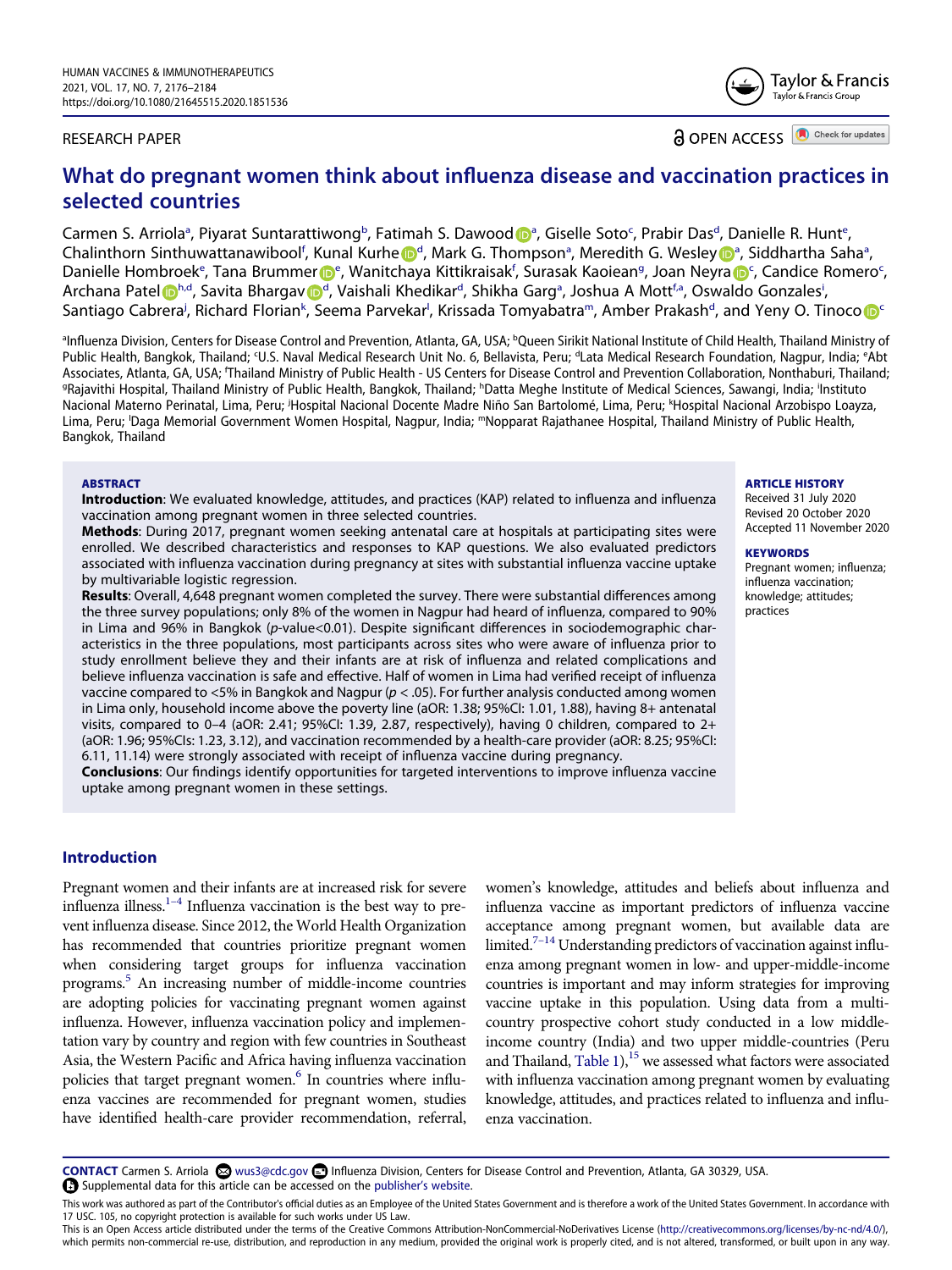RESEARCH PAPER

OPEN ACCESS

# What do pregnant women think about influenza disease and vaccination practices in selected countries

Carmen S. Arriola[a], Piyarat Suntarattiwong[b], Fatimah S. Dawood[a], Giselle Soto[c], Prabir Das[d], Danielle R. Hunt[e], Chalinthorn Sinthuwattanawibool[f], Kunal Kurhe[d], Mark G. Thompson[a], Meredith G. Wesley[a], Siddhartha Saha[a], Danielle Hombroek[e], Tana Brummer[e], Wanitchaya Kittikraisak[f], Surasak Kaoiean[g], Joan Neyra[c], Candice Romero[c], Archana Patel[h,d], Savita Bhargav[d], Vaishali Khedikar[d], Shikha Garg[a], Joshua A Mott[f,a], Oswaldo Gonzales[i], Santiago Cabrera[j], Richard Florian[k], Seema Parvekar[l], Krissada Tomyabatra[m], Amber Prakash[d], and Yeny O. Tinoco[c]

[a]Influenza Division, Centers for Disease Control and Prevention, Atlanta, GA, USA; [b]Queen Sirikit National Institute of Child Health, Thailand Ministry of Public Health, Bangkok, Thailand; [c]U.S. Naval Medical Research Unit No. 6, Bellavista, Peru; [d]Lata Medical Research Foundation, Nagpur, India; [e]Abt Associates, Atlanta, GA, USA; [f]Thailand Ministry of Public Health - US Centers for Disease Control and Prevention Collaboration, Nonthaburi, Thailand; [g]Rajavithi Hospital, Thailand Ministry of Public Health, Bangkok, Thailand; [h]Datta Meghe Institute of Medical Sciences, Sawangi, India; [i]Instituto Nacional Materno Perinatal, Lima, Peru; [j]Hospital Nacional Docente Madre Niño San Bartolomé, Lima, Peru; [k]Hospital Nacional Arzobispo Loayza, Lima, Peru; [l]Daga Memorial Government Women Hospital, Nagpur, India; [m]Nopparat Rajathanee Hospital, Thailand Ministry of Public Health, Bangkok, Thailand

## ABSTRACT

**Introduction**: We evaluated knowledge, attitudes, and practices (KAP) related to influenza and influenza vaccination among pregnant women in three selected countries.

**Methods**: During 2017, pregnant women seeking antenatal care at hospitals at participating sites were enrolled. We described characteristics and responses to KAP questions. We also evaluated predictors associated with influenza vaccination during pregnancy at sites with substantial influenza vaccine uptake by multivariable logistic regression.

**Results**: Overall, 4,648 pregnant women completed the survey. There were substantial differences among the three survey populations; only 8% of the women in Nagpur had heard of influenza, compared to 90% in Lima and 96% in Bangkok ($p$-value<0.01). Despite significant differences in sociodemographic characteristics in the three populations, most participants across sites who were aware of influenza prior to study enrollment believe they and their infants are at risk of influenza and related complications and believe influenza vaccination is safe and effective. Half of women in Lima had verified receipt of influenza vaccine compared to <5% in Bangkok and Nagpur ($p < .05$). For further analysis conducted among women in Lima only, household income above the poverty line (aOR: 1.38; 95%CI: 1.01, 1.88), having 8+ antenatal visits, compared to 0–4 (aOR: 2.41; 95%CI: 1.39, 2.87, respectively), having 0 children, compared to 2+ (aOR: 1.96; 95%CIs: 1.23, 3.12), and vaccination recommended by a health-care provider (aOR: 8.25; 95%CI: 6.11, 11.14) were strongly associated with receipt of influenza vaccine during pregnancy.

**Conclusions**: Our findings identify opportunities for targeted interventions to improve influenza vaccine uptake among pregnant women in these settings.

## ARTICLE HISTORY

Received 31 July 2020
Revised 20 October 2020
Accepted 11 November 2020

## KEYWORDS

Pregnant women; influenza; influenza vaccination; knowledge; attitudes; practices

## Introduction

Pregnant women and their infants are at increased risk for severe influenza illness.[1–4] Influenza vaccination is the best way to prevent influenza disease. Since 2012, the World Health Organization has recommended that countries prioritize pregnant women when considering target groups for influenza vaccination programs.[5] An increasing number of middle-income countries are adopting policies for vaccinating pregnant women against influenza. However, influenza vaccination policy and implementation vary by country and region with few countries in Southeast Asia, the Western Pacific and Africa having influenza vaccination policies that target pregnant women.[6] In countries where influenza vaccines are recommended for pregnant women, studies have identified health-care provider recommendation, referral, women's knowledge, attitudes and beliefs about influenza and influenza vaccine as important predictors of influenza vaccine acceptance among pregnant women, but available data are limited.[7–14] Understanding predictors of vaccination against influenza among pregnant women in low- and upper-middle-income countries is important and may inform strategies for improving vaccine uptake in this population. Using data from a multi-country prospective cohort study conducted in a low middle-income country (India) and two upper middle-countries (Peru and Thailand, Table 1),[15] we assessed what factors were associated with influenza vaccination among pregnant women by evaluating knowledge, attitudes, and practices related to influenza and influenza vaccination.

**CONTACT** Carmen S. Arriola wus3@cdc.gov Influenza Division, Centers for Disease Control and Prevention, Atlanta, GA 30329, USA.
Supplemental data for this article can be accessed on the publisher's website.

This work was authored as part of the Contributor's official duties as an Employee of the United States Government and is therefore a work of the United States Government. In accordance with 17 USC. 105, no copyright protection is available for such works under US Law.
This is an Open Access article distributed under the terms of the Creative Commons Attribution-NonCommercial-NoDerivatives License (http://creativecommons.org/licenses/by-nc-nd/4.0/), which permits non-commercial re-use, distribution, and reproduction in any medium, provided the original work is properly cited, and is not altered, transformed, or built upon in any way.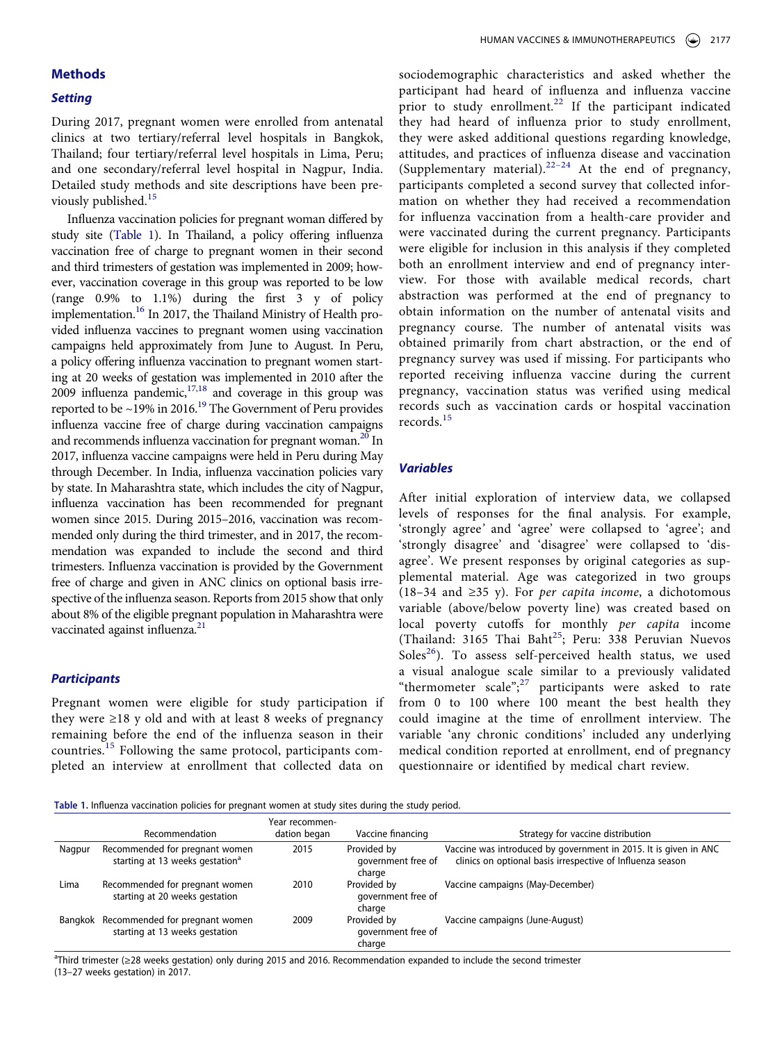## Methods

### Setting

During 2017, pregnant women were enrolled from antenatal clinics at two tertiary/referral level hospitals in Bangkok, Thailand; four tertiary/referral level hospitals in Lima, Peru; and one secondary/referral level hospital in Nagpur, India. Detailed study methods and site descriptions have been previously published.[15]

Influenza vaccination policies for pregnant woman differed by study site (Table 1). In Thailand, a policy offering influenza vaccination free of charge to pregnant women in their second and third trimesters of gestation was implemented in 2009; however, vaccination coverage in this group was reported to be low (range 0.9% to 1.1%) during the first 3 y of policy implementation.[16] In 2017, the Thailand Ministry of Health provided influenza vaccines to pregnant women using vaccination campaigns held approximately from June to August. In Peru, a policy offering influenza vaccination to pregnant women starting at 20 weeks of gestation was implemented in 2010 after the 2009 influenza pandemic,[17,18] and coverage in this group was reported to be ~19% in 2016.[19] The Government of Peru provides influenza vaccine free of charge during vaccination campaigns and recommends influenza vaccination for pregnant woman.[20] In 2017, influenza vaccine campaigns were held in Peru during May through December. In India, influenza vaccination policies vary by state. In Maharashtra state, which includes the city of Nagpur, influenza vaccination has been recommended for pregnant women since 2015. During 2015–2016, vaccination was recommended only during the third trimester, and in 2017, the recommendation was expanded to include the second and third trimesters. Influenza vaccination is provided by the Government free of charge and given in ANC clinics on optional basis irrespective of the influenza season. Reports from 2015 show that only about 8% of the eligible pregnant population in Maharashtra were vaccinated against influenza.[21]

### Participants

Pregnant women were eligible for study participation if they were ≥18 y old and with at least 8 weeks of pregnancy remaining before the end of the influenza season in their countries.[15] Following the same protocol, participants completed an interview at enrollment that collected data on sociodemographic characteristics and asked whether the participant had heard of influenza and influenza vaccine prior to study enrollment.[22] If the participant indicated they had heard of influenza prior to study enrollment, they were asked additional questions regarding knowledge, attitudes, and practices of influenza disease and vaccination (Supplementary material).[22–24] At the end of pregnancy, participants completed a second survey that collected information on whether they had received a recommendation for influenza vaccination from a health-care provider and were vaccinated during the current pregnancy. Participants were eligible for inclusion in this analysis if they completed both an enrollment interview and end of pregnancy interview. For those with available medical records, chart abstraction was performed at the end of pregnancy to obtain information on the number of antenatal visits and pregnancy course. The number of antenatal visits was obtained primarily from chart abstraction, or the end of pregnancy survey was used if missing. For participants who reported receiving influenza vaccine during the current pregnancy, vaccination status was verified using medical records such as vaccination cards or hospital vaccination records.[15]

### Variables

After initial exploration of interview data, we collapsed levels of responses for the final analysis. For example, 'strongly agree' and 'agree' were collapsed to 'agree'; and 'strongly disagree' and 'disagree' were collapsed to 'disagree'. We present responses by original categories as supplemental material. Age was categorized in two groups (18–34 and ≥35 y). For *per capita income*, a dichotomous variable (above/below poverty line) was created based on local poverty cutoffs for monthly *per capita* income (Thailand: 3165 Thai Baht[25]; Peru: 338 Peruvian Nuevos Soles[26]). To assess self-perceived health status, we used a visual analogue scale similar to a previously validated "thermometer scale";[27] participants were asked to rate from 0 to 100 where 100 meant the best health they could imagine at the time of enrollment interview. The variable 'any chronic conditions' included any underlying medical condition reported at enrollment, end of pregnancy questionnaire or identified by medical chart review.

**Table 1.** Influenza vaccination policies for pregnant women at study sites during the study period.

| | Recommendation | Year recommendation began | Vaccine financing | Strategy for vaccine distribution |
|---|---|---|---|---|
| Nagpur | Recommended for pregnant women starting at 13 weeks gestation[a] | 2015 | Provided by government free of charge | Vaccine was introduced by government in 2015. It is given in ANC clinics on optional basis irrespective of Influenza season |
| Lima | Recommended for pregnant women starting at 20 weeks gestation | 2010 | Provided by government free of charge | Vaccine campaigns (May-December) |
| Bangkok | Recommended for pregnant women starting at 13 weeks gestation | 2009 | Provided by government free of charge | Vaccine campaigns (June-August) |

[a]Third trimester (≥28 weeks gestation) only during 2015 and 2016. Recommendation expanded to include the second trimester (13–27 weeks gestation) in 2017.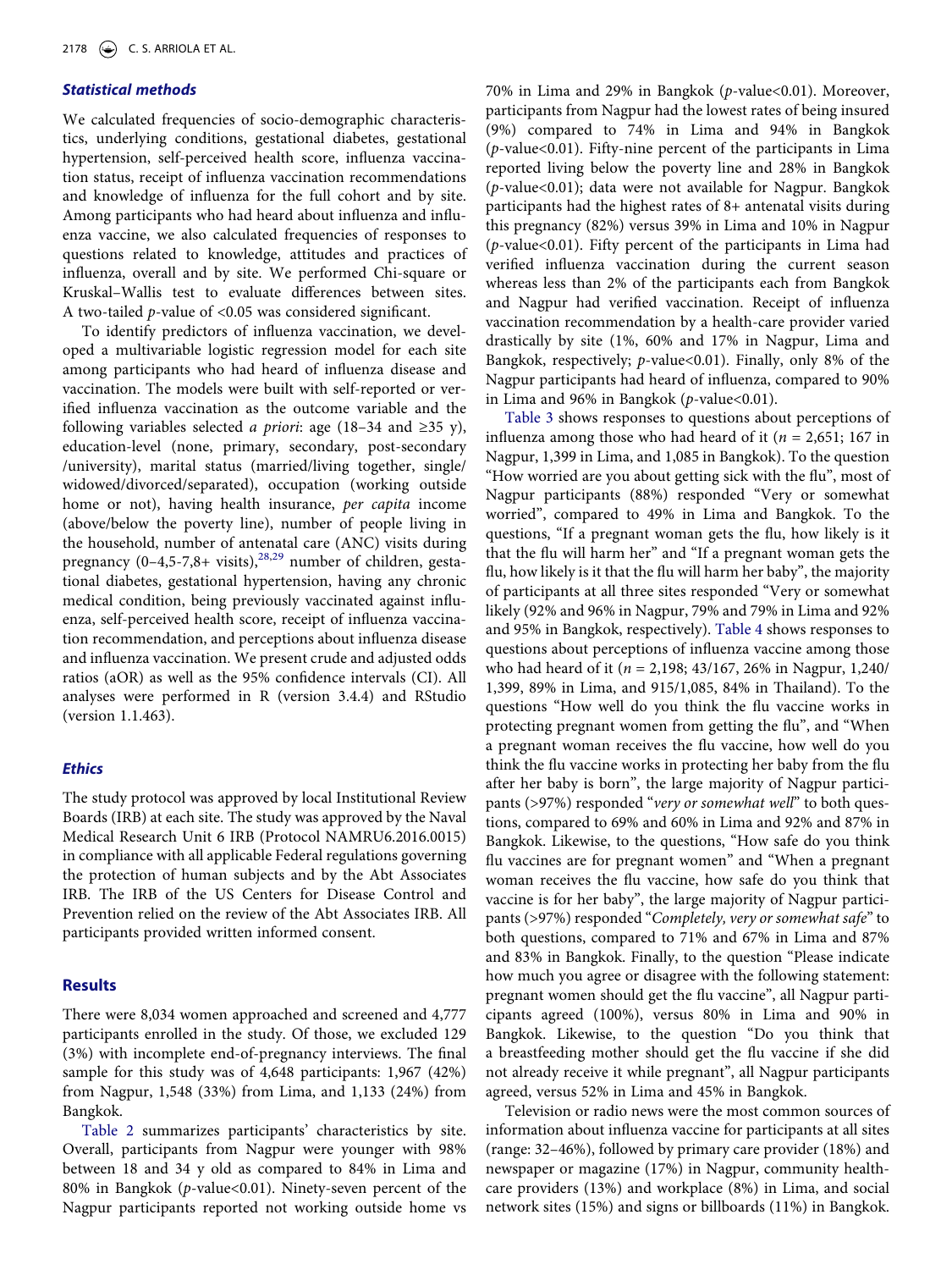### Statistical methods

We calculated frequencies of socio-demographic characteristics, underlying conditions, gestational diabetes, gestational hypertension, self-perceived health score, influenza vaccination status, receipt of influenza vaccination recommendations and knowledge of influenza for the full cohort and by site. Among participants who had heard about influenza and influenza vaccine, we also calculated frequencies of responses to questions related to knowledge, attitudes and practices of influenza, overall and by site. We performed Chi-square or Kruskal–Wallis test to evaluate differences between sites. A two-tailed *p*-value of <0.05 was considered significant.

To identify predictors of influenza vaccination, we developed a multivariable logistic regression model for each site among participants who had heard of influenza disease and vaccination. The models were built with self-reported or verified influenza vaccination as the outcome variable and the following variables selected *a priori*: age (18–34 and ≥35 y), education-level (none, primary, secondary, post-secondary /university), marital status (married/living together, single/ widowed/divorced/separated), occupation (working outside home or not), having health insurance, *per capita* income (above/below the poverty line), number of people living in the household, number of antenatal care (ANC) visits during pregnancy (0–4,5-7,8+ visits),[28,29] number of children, gestational diabetes, gestational hypertension, having any chronic medical condition, being previously vaccinated against influenza, self-perceived health score, receipt of influenza vaccination recommendation, and perceptions about influenza disease and influenza vaccination. We present crude and adjusted odds ratios (aOR) as well as the 95% confidence intervals (CI). All analyses were performed in R (version 3.4.4) and RStudio (version 1.1.463).

### Ethics

The study protocol was approved by local Institutional Review Boards (IRB) at each site. The study was approved by the Naval Medical Research Unit 6 IRB (Protocol NAMRU6.2016.0015) in compliance with all applicable Federal regulations governing the protection of human subjects and by the Abt Associates IRB. The IRB of the US Centers for Disease Control and Prevention relied on the review of the Abt Associates IRB. All participants provided written informed consent.

## Results

There were 8,034 women approached and screened and 4,777 participants enrolled in the study. Of those, we excluded 129 (3%) with incomplete end-of-pregnancy interviews. The final sample for this study was of 4,648 participants: 1,967 (42%) from Nagpur, 1,548 (33%) from Lima, and 1,133 (24%) from Bangkok.

Table 2 summarizes participants' characteristics by site. Overall, participants from Nagpur were younger with 98% between 18 and 34 y old as compared to 84% in Lima and 80% in Bangkok (*p*-value<0.01). Ninety-seven percent of the Nagpur participants reported not working outside home vs 70% in Lima and 29% in Bangkok (*p*-value<0.01). Moreover, participants from Nagpur had the lowest rates of being insured (9%) compared to 74% in Lima and 94% in Bangkok (*p*-value<0.01). Fifty-nine percent of the participants in Lima reported living below the poverty line and 28% in Bangkok (*p*-value<0.01); data were not available for Nagpur. Bangkok participants had the highest rates of 8+ antenatal visits during this pregnancy (82%) versus 39% in Lima and 10% in Nagpur (*p*-value<0.01). Fifty percent of the participants in Lima had verified influenza vaccination during the current season whereas less than 2% of the participants each from Bangkok and Nagpur had verified vaccination. Receipt of influenza vaccination recommendation by a health-care provider varied drastically by site (1%, 60% and 17% in Nagpur, Lima and Bangkok, respectively; *p*-value<0.01). Finally, only 8% of the Nagpur participants had heard of influenza, compared to 90% in Lima and 96% in Bangkok (*p*-value<0.01).

Table 3 shows responses to questions about perceptions of influenza among those who had heard of it (*n* = 2,651; 167 in Nagpur, 1,399 in Lima, and 1,085 in Bangkok). To the question "How worried are you about getting sick with the flu", most of Nagpur participants (88%) responded "Very or somewhat worried", compared to 49% in Lima and Bangkok. To the questions, "If a pregnant woman gets the flu, how likely is it that the flu will harm her" and "If a pregnant woman gets the flu, how likely is it that the flu will harm her baby", the majority of participants at all three sites responded "Very or somewhat likely (92% and 96% in Nagpur, 79% and 79% in Lima and 92% and 95% in Bangkok, respectively). Table 4 shows responses to questions about perceptions of influenza vaccine among those who had heard of it (*n* = 2,198; 43/167, 26% in Nagpur, 1,240/ 1,399, 89% in Lima, and 915/1,085, 84% in Thailand). To the questions "How well do you think the flu vaccine works in protecting pregnant women from getting the flu", and "When a pregnant woman receives the flu vaccine, how well do you think the flu vaccine works in protecting her baby from the flu after her baby is born", the large majority of Nagpur participants (>97%) responded "*very or somewhat well*" to both questions, compared to 69% and 60% in Lima and 92% and 87% in Bangkok. Likewise, to the questions, "How safe do you think flu vaccines are for pregnant women" and "When a pregnant woman receives the flu vaccine, how safe do you think that vaccine is for her baby", the large majority of Nagpur participants (>97%) responded "*Completely, very or somewhat safe*" to both questions, compared to 71% and 67% in Lima and 87% and 83% in Bangkok. Finally, to the question "Please indicate how much you agree or disagree with the following statement: pregnant women should get the flu vaccine", all Nagpur participants agreed (100%), versus 80% in Lima and 90% in Bangkok. Likewise, to the question "Do you think that a breastfeeding mother should get the flu vaccine if she did not already receive it while pregnant", all Nagpur participants agreed, versus 52% in Lima and 45% in Bangkok.

Television or radio news were the most common sources of information about influenza vaccine for participants at all sites (range: 32–46%), followed by primary care provider (18%) and newspaper or magazine (17%) in Nagpur, community health-care providers (13%) and workplace (8%) in Lima, and social network sites (15%) and signs or billboards (11%) in Bangkok.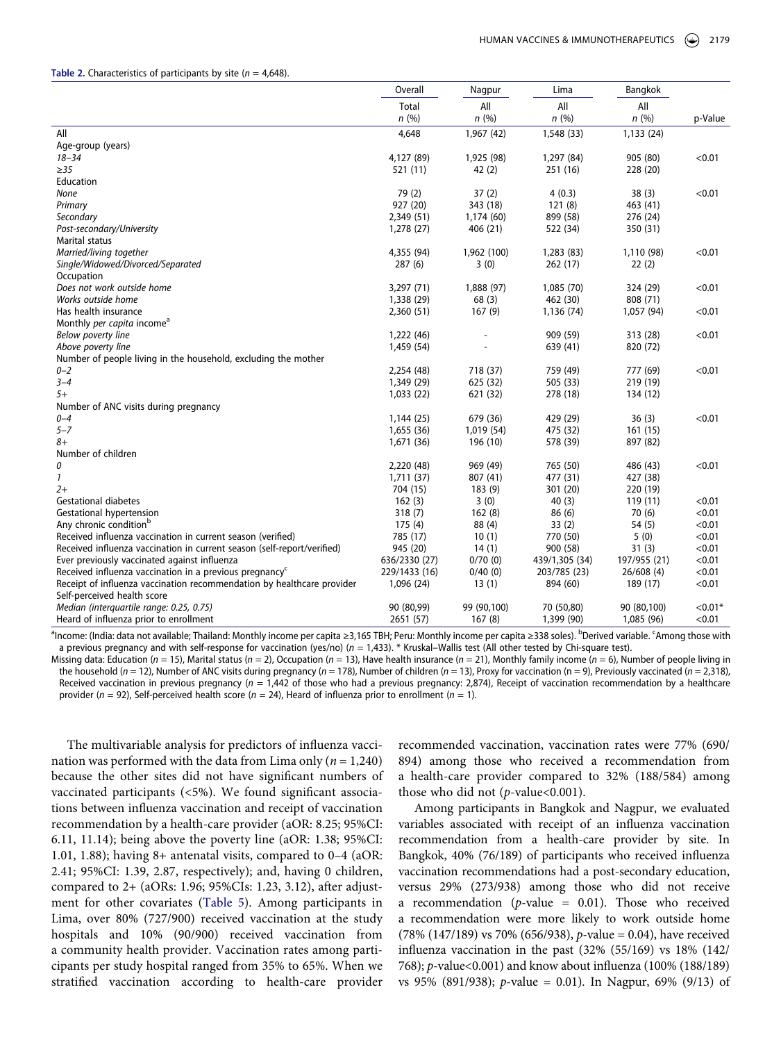**Table 2.** Characteristics of participants by site ($n$ = 4,648).

| | Overall | Nagpur | Lima | Bangkok | |
|---|---|---|---|---|---|
| | Total | All | All | All | |
| | *n* (%) | *n* (%) | *n* (%) | *n* (%) | p-Value |
| All | 4,648 | 1,967 (42) | 1,548 (33) | 1,133 (24) | |
| Age-group (years) | | | | | |
| *18–34* | 4,127 (89) | 1,925 (98) | 1,297 (84) | 905 (80) | <0.01 |
| *≥35* | 521 (11) | 42 (2) | 251 (16) | 228 (20) | |
| Education | | | | | |
| *None* | 79 (2) | 37 (2) | 4 (0.3) | 38 (3) | <0.01 |
| *Primary* | 927 (20) | 343 (18) | 121 (8) | 463 (41) | |
| *Secondary* | 2,349 (51) | 1,174 (60) | 899 (58) | 276 (24) | |
| *Post-secondary/University* | 1,278 (27) | 406 (21) | 522 (34) | 350 (31) | |
| Marital status | | | | | |
| *Married/living together* | 4,355 (94) | 1,962 (100) | 1,283 (83) | 1,110 (98) | <0.01 |
| *Single/Widowed/Divorced/Separated* | 287 (6) | 3 (0) | 262 (17) | 22 (2) | |
| Occupation | | | | | |
| *Does not work outside home* | 3,297 (71) | 1,888 (97) | 1,085 (70) | 324 (29) | <0.01 |
| *Works outside home* | 1,338 (29) | 68 (3) | 462 (30) | 808 (71) | |
| Has health insurance | 2,360 (51) | 167 (9) | 1,136 (74) | 1,057 (94) | <0.01 |
| Monthly *per capita* income[a] | | | | | |
| *Below poverty line* | 1,222 (46) | - | 909 (59) | 313 (28) | <0.01 |
| *Above poverty line* | 1,459 (54) | - | 639 (41) | 820 (72) | |
| Number of people living in the household, excluding the mother | | | | | |
| *0–2* | 2,254 (48) | 718 (37) | 759 (49) | 777 (69) | <0.01 |
| *3–4* | 1,349 (29) | 625 (32) | 505 (33) | 219 (19) | |
| *5+* | 1,033 (22) | 621 (32) | 278 (18) | 134 (12) | |
| Number of ANC visits during pregnancy | | | | | |
| *0–4* | 1,144 (25) | 679 (36) | 429 (29) | 36 (3) | <0.01 |
| *5–7* | 1,655 (36) | 1,019 (54) | 475 (32) | 161 (15) | |
| *8+* | 1,671 (36) | 196 (10) | 578 (39) | 897 (82) | |
| Number of children | | | | | |
| *0* | 2,220 (48) | 969 (49) | 765 (50) | 486 (43) | <0.01 |
| *1* | 1,711 (37) | 807 (41) | 477 (31) | 427 (38) | |
| *2+* | 704 (15) | 183 (9) | 301 (20) | 220 (19) | |
| Gestational diabetes | 162 (3) | 3 (0) | 40 (3) | 119 (11) | <0.01 |
| Gestational hypertension | 318 (7) | 162 (8) | 86 (6) | 70 (6) | <0.01 |
| Any chronic condition[b] | 175 (4) | 88 (4) | 33 (2) | 54 (5) | <0.01 |
| Received influenza vaccination in current season (verified) | 785 (17) | 10 (1) | 770 (50) | 5 (0) | <0.01 |
| Received influenza vaccination in current season (self-report/verified) | 945 (20) | 14 (1) | 900 (58) | 31 (3) | <0.01 |
| Ever previously vaccinated against influenza | 636/2330 (27) | 0/70 (0) | 439/1,305 (34) | 197/955 (21) | <0.01 |
| Received influenza vaccination in a previous pregnancy[c] | 229/1433 (16) | 0/40 (0) | 203/785 (23) | 26/608 (4) | <0.01 |
| Receipt of influenza vaccination recommendation by healthcare provider | 1,096 (24) | 13 (1) | 894 (60) | 189 (17) | <0.01 |
| Self-perceived health score | | | | | |
| *Median (interquartile range: 0.25, 0.75)* | 90 (80,99) | 99 (90,100) | 70 (50,80) | 90 (80,100) | <0.01* |
| Heard of influenza prior to enrollment | 2651 (57) | 167 (8) | 1,399 (90) | 1,085 (96) | <0.01 |

[a]Income: (India: data not available; Thailand: Monthly income per capita ≥3,165 TBH; Peru: Monthly income per capita ≥338 soles). [b]Derived variable. [c]Among those with a previous pregnancy and with self-response for vaccination (yes/no) ($n$ = 1,433). * Kruskal–Wallis test (All other tested by Chi-square test).

Missing data: Education ($n$ = 15), Marital status ($n$ = 2), Occupation ($n$ = 13), Have health insurance ($n$ = 21), Monthly family income ($n$ = 6), Number of people living in the household ($n$ = 12), Number of ANC visits during pregnancy ($n$ = 178), Number of children ($n$ = 13), Proxy for vaccination (n = 9), Previously vaccinated ($n$ = 2,318), Received vaccination in previous pregnancy ($n$ = 1,442 of those who had a previous pregnancy: 2,874), Receipt of vaccination recommendation by a healthcare provider ($n$ = 92), Self-perceived health score ($n$ = 24), Heard of influenza prior to enrollment ($n$ = 1).

The multivariable analysis for predictors of influenza vaccination was performed with the data from Lima only ($n$ = 1,240) because the other sites did not have significant numbers of vaccinated participants (<5%). We found significant associations between influenza vaccination and receipt of vaccination recommendation by a health-care provider (aOR: 8.25; 95%CI: 6.11, 11.14); being above the poverty line (aOR: 1.38; 95%CI: 1.01, 1.88); having 8+ antenatal visits, compared to 0–4 (aOR: 2.41; 95%CI: 1.39, 2.87, respectively); and, having 0 children, compared to 2+ (aORs: 1.96; 95%CIs: 1.23, 3.12), after adjustment for other covariates (Table 5). Among participants in Lima, over 80% (727/900) received vaccination at the study hospitals and 10% (90/900) received vaccination from a community health provider. Vaccination rates among participants per study hospital ranged from 35% to 65%. When we stratified vaccination according to health-care provider recommended vaccination, vaccination rates were 77% (690/894) among those who received a recommendation from a health-care provider compared to 32% (188/584) among those who did not ($p$-value<0.001).

Among participants in Bangkok and Nagpur, we evaluated variables associated with receipt of an influenza vaccination recommendation from a health-care provider by site. In Bangkok, 40% (76/189) of participants who received influenza vaccination recommendations had a post-secondary education, versus 29% (273/938) among those who did not receive a recommendation ($p$-value = 0.01). Those who received a recommendation were more likely to work outside home (78% (147/189) vs 70% (656/938), $p$-value = 0.04), have received influenza vaccination in the past (32% (55/169) vs 18% (142/768); $p$-value<0.001) and know about influenza (100% (188/189) vs 95% (891/938); $p$-value = 0.01). In Nagpur, 69% (9/13) of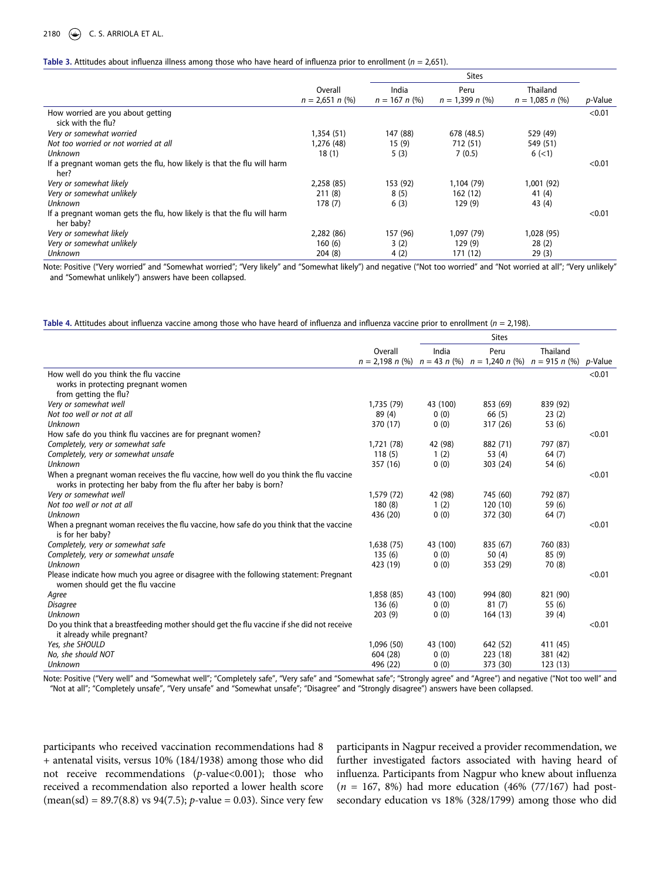**Table 3.** Attitudes about influenza illness among those who have heard of influenza prior to enrollment ($n$ = 2,651).

| | Overall | Sites | | | |
|---|---|---|---|---|---|
| | Overall $n$ = 2,651 $n$ (%) | India $n$ = 167 $n$ (%) | Peru $n$ = 1,399 $n$ (%) | Thailand $n$ = 1,085 $n$ (%) | $p$-Value |
| How worried are you about getting sick with the flu? | | | | | <0.01 |
| *Very or somewhat worried* | 1,354 (51) | 147 (88) | 678 (48.5) | 529 (49) | |
| *Not too worried or not worried at all* | 1,276 (48) | 15 (9) | 712 (51) | 549 (51) | |
| *Unknown* | 18 (1) | 5 (3) | 7 (0.5) | 6 (<1) | |
| If a pregnant woman gets the flu, how likely is that the flu will harm her? | | | | | <0.01 |
| *Very or somewhat likely* | 2,258 (85) | 153 (92) | 1,104 (79) | 1,001 (92) | |
| *Very or somewhat unlikely* | 211 (8) | 8 (5) | 162 (12) | 41 (4) | |
| *Unknown* | 178 (7) | 6 (3) | 129 (9) | 43 (4) | |
| If a pregnant woman gets the flu, how likely is that the flu will harm her baby? | | | | | <0.01 |
| *Very or somewhat likely* | 2,282 (86) | 157 (96) | 1,097 (79) | 1,028 (95) | |
| *Very or somewhat unlikely* | 160 (6) | 3 (2) | 129 (9) | 28 (2) | |
| *Unknown* | 204 (8) | 4 (2) | 171 (12) | 29 (3) | |

Note: Positive ("Very worried" and "Somewhat worried"; "Very likely" and "Somewhat likely") and negative ("Not too worried" and "Not worried at all"; "Very unlikely" and "Somewhat unlikely") answers have been collapsed.

**Table 4.** Attitudes about influenza vaccine among those who have heard of influenza and influenza vaccine prior to enrollment ($n$ = 2,198).

| | Overall | Sites | | | |
|---|---|---|---|---|---|
| | Overall $n$ = 2,198 $n$ (%) | India $n$ = 43 $n$ (%) | Peru $n$ = 1,240 $n$ (%) | Thailand $n$ = 915 $n$ (%) | $p$-Value |
| How well do you think the flu vaccine works in protecting pregnant women from getting the flu? | | | | | <0.01 |
| *Very or somewhat well* | 1,735 (79) | 43 (100) | 853 (69) | 839 (92) | |
| *Not too well or not at all* | 89 (4) | 0 (0) | 66 (5) | 23 (2) | |
| *Unknown* | 370 (17) | 0 (0) | 317 (26) | 53 (6) | |
| How safe do you think flu vaccines are for pregnant women? | | | | | <0.01 |
| *Completely, very or somewhat safe* | 1,721 (78) | 42 (98) | 882 (71) | 797 (87) | |
| *Completely, very or somewhat unsafe* | 118 (5) | 1 (2) | 53 (4) | 64 (7) | |
| *Unknown* | 357 (16) | 0 (0) | 303 (24) | 54 (6) | |
| When a pregnant woman receives the flu vaccine, how well do you think the flu vaccine works in protecting her baby from the flu after her baby is born? | | | | | <0.01 |
| *Very or somewhat well* | 1,579 (72) | 42 (98) | 745 (60) | 792 (87) | |
| *Not too well or not at all* | 180 (8) | 1 (2) | 120 (10) | 59 (6) | |
| *Unknown* | 436 (20) | 0 (0) | 372 (30) | 64 (7) | |
| When a pregnant woman receives the flu vaccine, how safe do you think that the vaccine is for her baby? | | | | | <0.01 |
| *Completely, very or somewhat safe* | 1,638 (75) | 43 (100) | 835 (67) | 760 (83) | |
| *Completely, very or somewhat unsafe* | 135 (6) | 0 (0) | 50 (4) | 85 (9) | |
| *Unknown* | 423 (19) | 0 (0) | 353 (29) | 70 (8) | |
| Please indicate how much you agree or disagree with the following statement: Pregnant women should get the flu vaccine | | | | | <0.01 |
| *Agree* | 1,858 (85) | 43 (100) | 994 (80) | 821 (90) | |
| *Disagree* | 136 (6) | 0 (0) | 81 (7) | 55 (6) | |
| *Unknown* | 203 (9) | 0 (0) | 164 (13) | 39 (4) | |
| Do you think that a breastfeeding mother should get the flu vaccine if she did not receive it already while pregnant? | | | | | <0.01 |
| *Yes, she SHOULD* | 1,096 (50) | 43 (100) | 642 (52) | 411 (45) | |
| *No, she should NOT* | 604 (28) | 0 (0) | 223 (18) | 381 (42) | |
| *Unknown* | 496 (22) | 0 (0) | 373 (30) | 123 (13) | |

Note: Positive ("Very well" and "Somewhat well"; "Completely safe", "Very safe" and "Somewhat safe"; "Strongly agree" and "Agree") and negative ("Not too well" and "Not at all"; "Completely unsafe", "Very unsafe" and "Somewhat unsafe"; "Disagree" and "Strongly disagree") answers have been collapsed.

participants who received vaccination recommendations had 8 + antenatal visits, versus 10% (184/1938) among those who did not receive recommendations ($p$-value<0.001); those who received a recommendation also reported a lower health score (mean(sd) = 89.7(8.8) vs 94(7.5); $p$-value = 0.03). Since very few participants in Nagpur received a provider recommendation, we further investigated factors associated with having heard of influenza. Participants from Nagpur who knew about influenza ($n$ = 167, 8%) had more education (46% (77/167) had post-secondary education vs 18% (328/1799) among those who did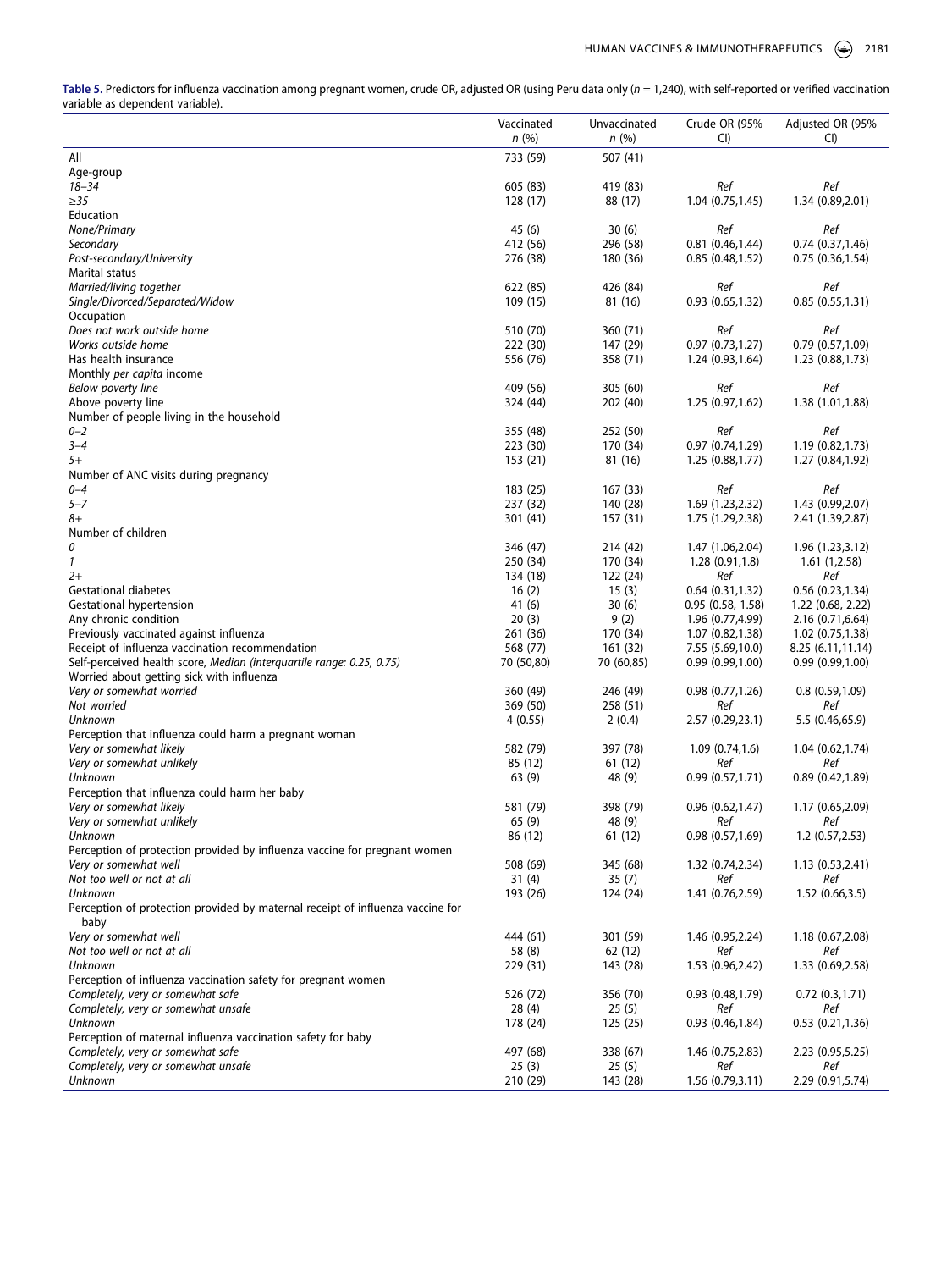**Table 5.** Predictors for influenza vaccination among pregnant women, crude OR, adjusted OR (using Peru data only (*n* = 1,240), with self-reported or verified vaccination variable as dependent variable).

| | Vaccinated *n* (%) | Unvaccinated *n* (%) | Crude OR (95% CI) | Adjusted OR (95% CI) |
|---|---|---|---|---|
| All | 733 (59) | 507 (41) | | |
| Age-group | | | | |
| *18–34* | 605 (83) | 419 (83) | *Ref* | *Ref* |
| *≥35* | 128 (17) | 88 (17) | 1.04 (0.75,1.45) | 1.34 (0.89,2.01) |
| Education | | | | |
| *None/Primary* | 45 (6) | 30 (6) | *Ref* | *Ref* |
| *Secondary* | 412 (56) | 296 (58) | 0.81 (0.46,1.44) | 0.74 (0.37,1.46) |
| *Post-secondary/University* | 276 (38) | 180 (36) | 0.85 (0.48,1.52) | 0.75 (0.36,1.54) |
| Marital status | | | | |
| *Married/living together* | 622 (85) | 426 (84) | *Ref* | *Ref* |
| *Single/Divorced/Separated/Widow* | 109 (15) | 81 (16) | 0.93 (0.65,1.32) | 0.85 (0.55,1.31) |
| Occupation | | | | |
| *Does not work outside home* | 510 (70) | 360 (71) | *Ref* | *Ref* |
| *Works outside home* | 222 (30) | 147 (29) | 0.97 (0.73,1.27) | 0.79 (0.57,1.09) |
| Has health insurance | 556 (76) | 358 (71) | 1.24 (0.93,1.64) | 1.23 (0.88,1.73) |
| Monthly *per capita* income | | | | |
| *Below poverty line* | 409 (56) | 305 (60) | *Ref* | *Ref* |
| *Above poverty line* | 324 (44) | 202 (40) | 1.25 (0.97,1.62) | 1.38 (1.01,1.88) |
| Number of people living in the household | | | | |
| *0–2* | 355 (48) | 252 (50) | *Ref* | *Ref* |
| *3–4* | 223 (30) | 170 (34) | 0.97 (0.74,1.29) | 1.19 (0.82,1.73) |
| *5+* | 153 (21) | 81 (16) | 1.25 (0.88,1.77) | 1.27 (0.84,1.92) |
| Number of ANC visits during pregnancy | | | | |
| *0–4* | 183 (25) | 167 (33) | *Ref* | *Ref* |
| *5–7* | 237 (32) | 140 (28) | 1.69 (1.23,2.32) | 1.43 (0.99,2.07) |
| *8+* | 301 (41) | 157 (31) | 1.75 (1.29,2.38) | 2.41 (1.39,2.87) |
| Number of children | | | | |
| *0* | 346 (47) | 214 (42) | 1.47 (1.06,2.04) | 1.96 (1.23,3.12) |
| *1* | 250 (34) | 170 (34) | 1.28 (0.91,1.8) | 1.61 (1,2.58) |
| *2+* | 134 (18) | 122 (24) | *Ref* | *Ref* |
| Gestational diabetes | 16 (2) | 15 (3) | 0.64 (0.31,1.32) | 0.56 (0.23,1.34) |
| Gestational hypertension | 41 (6) | 30 (6) | 0.95 (0.58, 1.58) | 1.22 (0.68, 2.22) |
| Any chronic condition | 20 (3) | 9 (2) | 1.96 (0.77,4.99) | 2.16 (0.71,6.64) |
| Previously vaccinated against influenza | 261 (36) | 170 (34) | 1.07 (0.82,1.38) | 1.02 (0.75,1.38) |
| Receipt of influenza vaccination recommendation | 568 (77) | 161 (32) | 7.55 (5.69,10.0) | 8.25 (6.11,11.14) |
| Self-perceived health score, *Median (interquartile range: 0.25, 0.75)* | 70 (50,80) | 70 (60,85) | 0.99 (0.99,1.00) | 0.99 (0.99,1.00) |
| Worried about getting sick with influenza | | | | |
| *Very or somewhat worried* | 360 (49) | 246 (49) | 0.98 (0.77,1.26) | 0.8 (0.59,1.09) |
| *Not worried* | 369 (50) | 258 (51) | *Ref* | *Ref* |
| *Unknown* | 4 (0.55) | 2 (0.4) | 2.57 (0.29,23.1) | 5.5 (0.46,65.9) |
| Perception that influenza could harm a pregnant woman | | | | |
| *Very or somewhat likely* | 582 (79) | 397 (78) | 1.09 (0.74,1.6) | 1.04 (0.62,1.74) |
| *Very or somewhat unlikely* | 85 (12) | 61 (12) | *Ref* | *Ref* |
| *Unknown* | 63 (9) | 48 (9) | 0.99 (0.57,1.71) | 0.89 (0.42,1.89) |
| Perception that influenza could harm her baby | | | | |
| *Very or somewhat likely* | 581 (79) | 398 (79) | 0.96 (0.62,1.47) | 1.17 (0.65,2.09) |
| *Very or somewhat unlikely* | 65 (9) | 48 (9) | *Ref* | *Ref* |
| *Unknown* | 86 (12) | 61 (12) | 0.98 (0.57,1.69) | 1.2 (0.57,2.53) |
| Perception of protection provided by influenza vaccine for pregnant women | | | | |
| *Very or somewhat well* | 508 (69) | 345 (68) | 1.32 (0.74,2.34) | 1.13 (0.53,2.41) |
| *Not too well or not at all* | 31 (4) | 35 (7) | *Ref* | *Ref* |
| *Unknown* | 193 (26) | 124 (24) | 1.41 (0.76,2.59) | 1.52 (0.66,3.5) |
| Perception of protection provided by maternal receipt of influenza vaccine for baby | | | | |
| *Very or somewhat well* | 444 (61) | 301 (59) | 1.46 (0.95,2.24) | 1.18 (0.67,2.08) |
| *Not too well or not at all* | 58 (8) | 62 (12) | *Ref* | *Ref* |
| *Unknown* | 229 (31) | 143 (28) | 1.53 (0.96,2.42) | 1.33 (0.69,2.58) |
| Perception of influenza vaccination safety for pregnant women | | | | |
| *Completely, very or somewhat safe* | 526 (72) | 356 (70) | 0.93 (0.48,1.79) | 0.72 (0.3,1.71) |
| *Completely, very or somewhat unsafe* | 28 (4) | 25 (5) | *Ref* | *Ref* |
| *Unknown* | 178 (24) | 125 (25) | 0.93 (0.46,1.84) | 0.53 (0.21,1.36) |
| Perception of maternal influenza vaccination safety for baby | | | | |
| *Completely, very or somewhat safe* | 497 (68) | 338 (67) | 1.46 (0.75,2.83) | 2.23 (0.95,5.25) |
| *Completely, very or somewhat unsafe* | 25 (3) | 25 (5) | *Ref* | *Ref* |
| *Unknown* | 210 (29) | 143 (28) | 1.56 (0.79,3.11) | 2.29 (0.91,5.74) |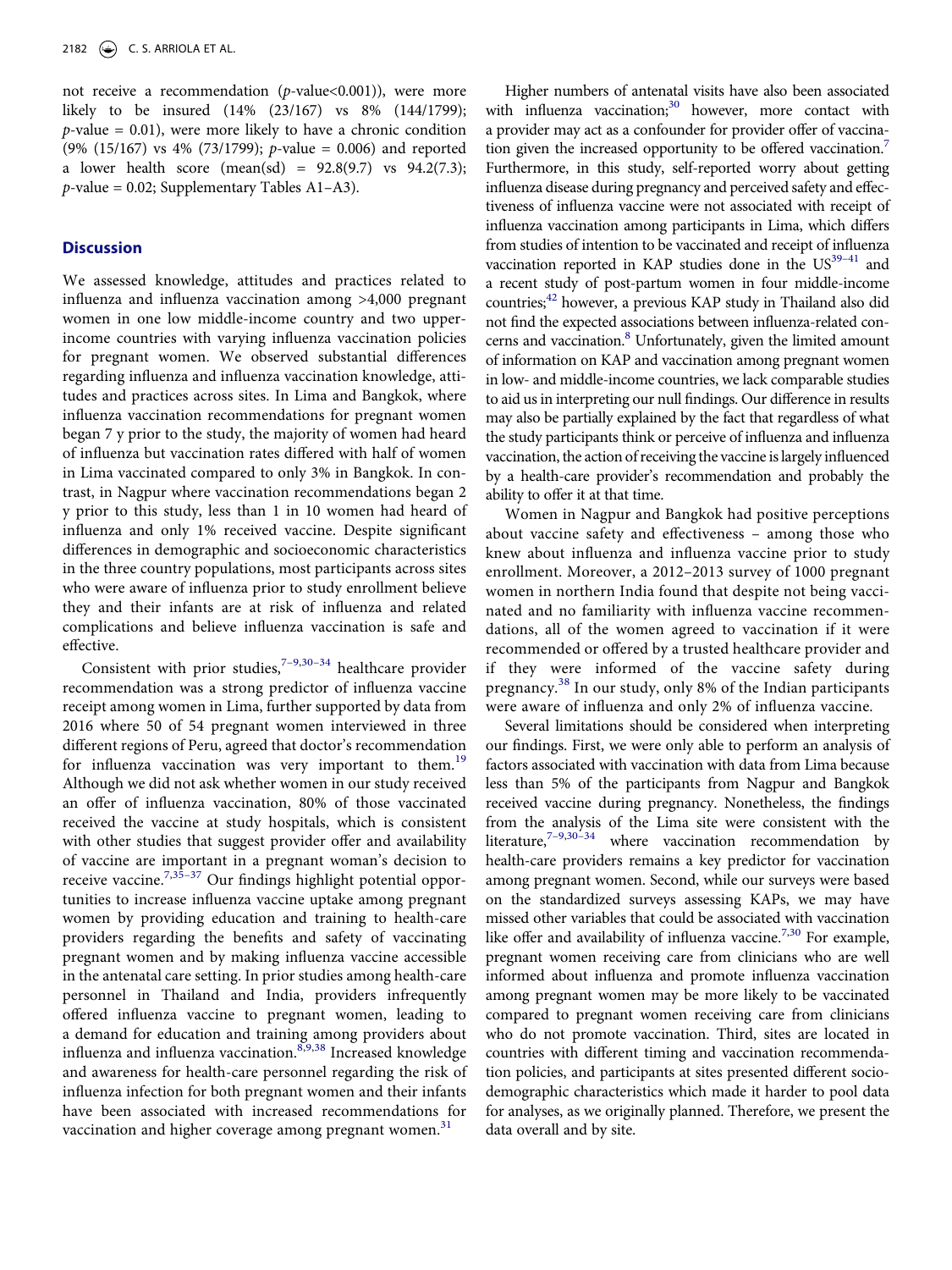not receive a recommendation (p-value<0.001)), were more likely to be insured (14% (23/167) vs 8% (144/1799); p-value = 0.01), were more likely to have a chronic condition (9% (15/167) vs 4% (73/1799); p-value = 0.006) and reported a lower health score (mean(sd) = 92.8(9.7) vs 94.2(7.3); p-value = 0.02; Supplementary Tables A1–A3).

## Discussion

We assessed knowledge, attitudes and practices related to influenza and influenza vaccination among >4,000 pregnant women in one low middle-income country and two upper-income countries with varying influenza vaccination policies for pregnant women. We observed substantial differences regarding influenza and influenza vaccination knowledge, attitudes and practices across sites. In Lima and Bangkok, where influenza vaccination recommendations for pregnant women began 7 y prior to the study, the majority of women had heard of influenza but vaccination rates differed with half of women in Lima vaccinated compared to only 3% in Bangkok. In contrast, in Nagpur where vaccination recommendations began 2 y prior to this study, less than 1 in 10 women had heard of influenza and only 1% received vaccine. Despite significant differences in demographic and socioeconomic characteristics in the three country populations, most participants across sites who were aware of influenza prior to study enrollment believe they and their infants are at risk of influenza and related complications and believe influenza vaccination is safe and effective.

Consistent with prior studies,[7–9,30–34] healthcare provider recommendation was a strong predictor of influenza vaccine receipt among women in Lima, further supported by data from 2016 where 50 of 54 pregnant women interviewed in three different regions of Peru, agreed that doctor's recommendation for influenza vaccination was very important to them.[19] Although we did not ask whether women in our study received an offer of influenza vaccination, 80% of those vaccinated received the vaccine at study hospitals, which is consistent with other studies that suggest provider offer and availability of vaccine are important in a pregnant woman's decision to receive vaccine.[7,35–37] Our findings highlight potential opportunities to increase influenza vaccine uptake among pregnant women by providing education and training to health-care providers regarding the benefits and safety of vaccinating pregnant women and by making influenza vaccine accessible in the antenatal care setting. In prior studies among health-care personnel in Thailand and India, providers infrequently offered influenza vaccine to pregnant women, leading to a demand for education and training among providers about influenza and influenza vaccination.[8,9,38] Increased knowledge and awareness for health-care personnel regarding the risk of influenza infection for both pregnant women and their infants have been associated with increased recommendations for vaccination and higher coverage among pregnant women.[31]

Higher numbers of antenatal visits have also been associated with influenza vaccination;[30] however, more contact with a provider may act as a confounder for provider offer of vaccination given the increased opportunity to be offered vaccination.[7] Furthermore, in this study, self-reported worry about getting influenza disease during pregnancy and perceived safety and effectiveness of influenza vaccine were not associated with receipt of influenza vaccination among participants in Lima, which differs from studies of intention to be vaccinated and receipt of influenza vaccination reported in KAP studies done in the US[39–41] and a recent study of post-partum women in four middle-income countries;[42] however, a previous KAP study in Thailand also did not find the expected associations between influenza-related concerns and vaccination.[8] Unfortunately, given the limited amount of information on KAP and vaccination among pregnant women in low- and middle-income countries, we lack comparable studies to aid us in interpreting our null findings. Our difference in results may also be partially explained by the fact that regardless of what the study participants think or perceive of influenza and influenza vaccination, the action of receiving the vaccine is largely influenced by a health-care provider's recommendation and probably the ability to offer it at that time.

Women in Nagpur and Bangkok had positive perceptions about vaccine safety and effectiveness – among those who knew about influenza and influenza vaccine prior to study enrollment. Moreover, a 2012–2013 survey of 1000 pregnant women in northern India found that despite not being vaccinated and no familiarity with influenza vaccine recommendations, all of the women agreed to vaccination if it were recommended or offered by a trusted healthcare provider and if they were informed of the vaccine safety during pregnancy.[38] In our study, only 8% of the Indian participants were aware of influenza and only 2% of influenza vaccine.

Several limitations should be considered when interpreting our findings. First, we were only able to perform an analysis of factors associated with vaccination with data from Lima because less than 5% of the participants from Nagpur and Bangkok received vaccine during pregnancy. Nonetheless, the findings from the analysis of the Lima site were consistent with the literature,[7–9,30–34] where vaccination recommendation by health-care providers remains a key predictor for vaccination among pregnant women. Second, while our surveys were based on the standardized surveys assessing KAPs, we may have missed other variables that could be associated with vaccination like offer and availability of influenza vaccine.[7,30] For example, pregnant women receiving care from clinicians who are well informed about influenza and promote influenza vaccination among pregnant women may be more likely to be vaccinated compared to pregnant women receiving care from clinicians who do not promote vaccination. Third, sites are located in countries with different timing and vaccination recommendation policies, and participants at sites presented different socio-demographic characteristics which made it harder to pool data for analyses, as we originally planned. Therefore, we present the data overall and by site.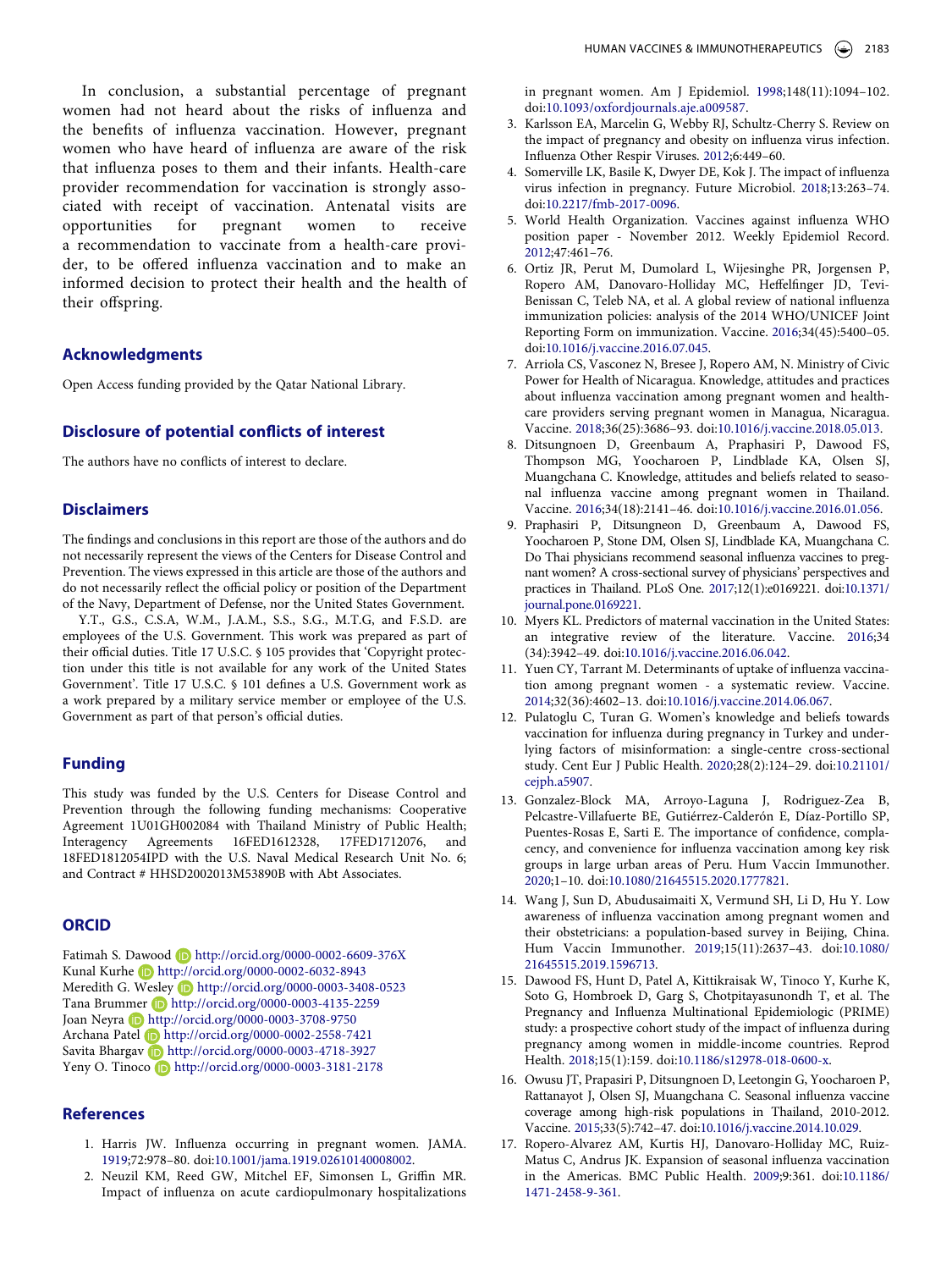In conclusion, a substantial percentage of pregnant women had not heard about the risks of influenza and the benefits of influenza vaccination. However, pregnant women who have heard of influenza are aware of the risk that influenza poses to them and their infants. Health-care provider recommendation for vaccination is strongly associated with receipt of vaccination. Antenatal visits are opportunities for pregnant women to receive a recommendation to vaccinate from a health-care provider, to be offered influenza vaccination and to make an informed decision to protect their health and the health of their offspring.

## Acknowledgments

Open Access funding provided by the Qatar National Library.

## Disclosure of potential conflicts of interest

The authors have no conflicts of interest to declare.

## Disclaimers

The findings and conclusions in this report are those of the authors and do not necessarily represent the views of the Centers for Disease Control and Prevention. The views expressed in this article are those of the authors and do not necessarily reflect the official policy or position of the Department of the Navy, Department of Defense, nor the United States Government.

Y.T., G.S., C.S.A, W.M., J.A.M., S.S., S.G., M.T.G, and F.S.D. are employees of the U.S. Government. This work was prepared as part of their official duties. Title 17 U.S.C. § 105 provides that 'Copyright protection under this title is not available for any work of the United States Government'. Title 17 U.S.C. § 101 defines a U.S. Government work as a work prepared by a military service member or employee of the U.S. Government as part of that person's official duties.

## Funding

This study was funded by the U.S. Centers for Disease Control and Prevention through the following funding mechanisms: Cooperative Agreement 1U01GH002084 with Thailand Ministry of Public Health; Interagency Agreements 16FED1612328, 17FED1712076, and 18FED1812054IPD with the U.S. Naval Medical Research Unit No. 6; and Contract # HHSD2002013M53890B with Abt Associates.

## ORCID

Fatimah S. Dawood http://orcid.org/0000-0002-6609-376X
Kunal Kurhe http://orcid.org/0000-0002-6032-8943
Meredith G. Wesley http://orcid.org/0000-0003-3408-0523
Tana Brummer http://orcid.org/0000-0003-4135-2259
Joan Neyra http://orcid.org/0000-0003-3708-9750
Archana Patel http://orcid.org/0000-0002-2558-7421
Savita Bhargav http://orcid.org/0000-0003-4718-3927
Yeny O. Tinoco http://orcid.org/0000-0003-3181-2178

## References

1. Harris JW. Influenza occurring in pregnant women. JAMA. 1919;72:978–80. doi:10.1001/jama.1919.02610140008002.
2. Neuzil KM, Reed GW, Mitchel EF, Simonsen L, Griffin MR. Impact of influenza on acute cardiopulmonary hospitalizations in pregnant women. Am J Epidemiol. 1998;148(11):1094–102. doi:10.1093/oxfordjournals.aje.a009587.
3. Karlsson EA, Marcelin G, Webby RJ, Schultz-Cherry S. Review on the impact of pregnancy and obesity on influenza virus infection. Influenza Other Respir Viruses. 2012;6:449–60.
4. Somerville LK, Basile K, Dwyer DE, Kok J. The impact of influenza virus infection in pregnancy. Future Microbiol. 2018;13:263–74. doi:10.2217/fmb-2017-0096.
5. World Health Organization. Vaccines against influenza WHO position paper - November 2012. Weekly Epidemiol Record. 2012;47:461–76.
6. Ortiz JR, Perut M, Dumolard L, Wijesinghe PR, Jorgensen P, Ropero AM, Danovaro-Holliday MC, Heffelfinger JD, Tevi-Benissan C, Teleb NA, et al. A global review of national influenza immunization policies: analysis of the 2014 WHO/UNICEF Joint Reporting Form on immunization. Vaccine. 2016;34(45):5400–05. doi:10.1016/j.vaccine.2016.07.045.
7. Arriola CS, Vasconez N, Bresee J, Ropero AM, N. Ministry of Civic Power for Health of Nicaragua. Knowledge, attitudes and practices about influenza vaccination among pregnant women and health-care providers serving pregnant women in Managua, Nicaragua. Vaccine. 2018;36(25):3686–93. doi:10.1016/j.vaccine.2018.05.013.
8. Ditsungnoen D, Greenbaum A, Praphasiri P, Dawood FS, Thompson MG, Yoocharoen P, Lindblade KA, Olsen SJ, Muangchana C. Knowledge, attitudes and beliefs related to seasonal influenza vaccine among pregnant women in Thailand. Vaccine. 2016;34(18):2141–46. doi:10.1016/j.vaccine.2016.01.056.
9. Praphasiri P, Ditsungneon D, Greenbaum A, Dawood FS, Yoocharoen P, Stone DM, Olsen SJ, Lindblade KA, Muangchana C. Do Thai physicians recommend seasonal influenza vaccines to pregnant women? A cross-sectional survey of physicians' perspectives and practices in Thailand. PLoS One. 2017;12(1):e0169221. doi:10.1371/journal.pone.0169221.
10. Myers KL. Predictors of maternal vaccination in the United States: an integrative review of the literature. Vaccine. 2016;34(34):3942–49. doi:10.1016/j.vaccine.2016.06.042.
11. Yuen CY, Tarrant M. Determinants of uptake of influenza vaccination among pregnant women - a systematic review. Vaccine. 2014;32(36):4602–13. doi:10.1016/j.vaccine.2014.06.067.
12. Pulatoglu C, Turan G. Women's knowledge and beliefs towards vaccination for influenza during pregnancy in Turkey and underlying factors of misinformation: a single-centre cross-sectional study. Cent Eur J Public Health. 2020;28(2):124–29. doi:10.21101/cejph.a5907.
13. Gonzalez-Block MA, Arroyo-Laguna J, Rodriguez-Zea B, Pelcastre-Villafuerte BE, Gutiérrez-Calderón E, Díaz-Portillo SP, Puentes-Rosas E, Sarti E. The importance of confidence, complacency, and convenience for influenza vaccination among key risk groups in large urban areas of Peru. Hum Vaccin Immunother. 2020;1–10. doi:10.1080/21645515.2020.1777821.
14. Wang J, Sun D, Abudusaimaiti X, Vermund SH, Li D, Hu Y. Low awareness of influenza vaccination among pregnant women and their obstetricians: a population-based survey in Beijing, China. Hum Vaccin Immunother. 2019;15(11):2637–43. doi:10.1080/21645515.2019.1596713.
15. Dawood FS, Hunt D, Patel A, Kittikraisak W, Tinoco Y, Kurhe K, Soto G, Hombroek D, Garg S, Chotpitayasunondh T, et al. The Pregnancy and Influenza Multinational Epidemiologic (PRIME) study: a prospective cohort study of the impact of influenza during pregnancy among women in middle-income countries. Reprod Health. 2018;15(1):159. doi:10.1186/s12978-018-0600-x.
16. Owusu JT, Prapasiri P, Ditsungnoen D, Leetongin G, Yoocharoen P, Rattanayot J, Olsen SJ, Muangchana C. Seasonal influenza vaccine coverage among high-risk populations in Thailand, 2010-2012. Vaccine. 2015;33(5):742–47. doi:10.1016/j.vaccine.2014.10.029.
17. Ropero-Alvarez AM, Kurtis HJ, Danovaro-Holliday MC, Ruiz-Matus C, Andrus JK. Expansion of seasonal influenza vaccination in the Americas. BMC Public Health. 2009;9:361. doi:10.1186/1471-2458-9-361.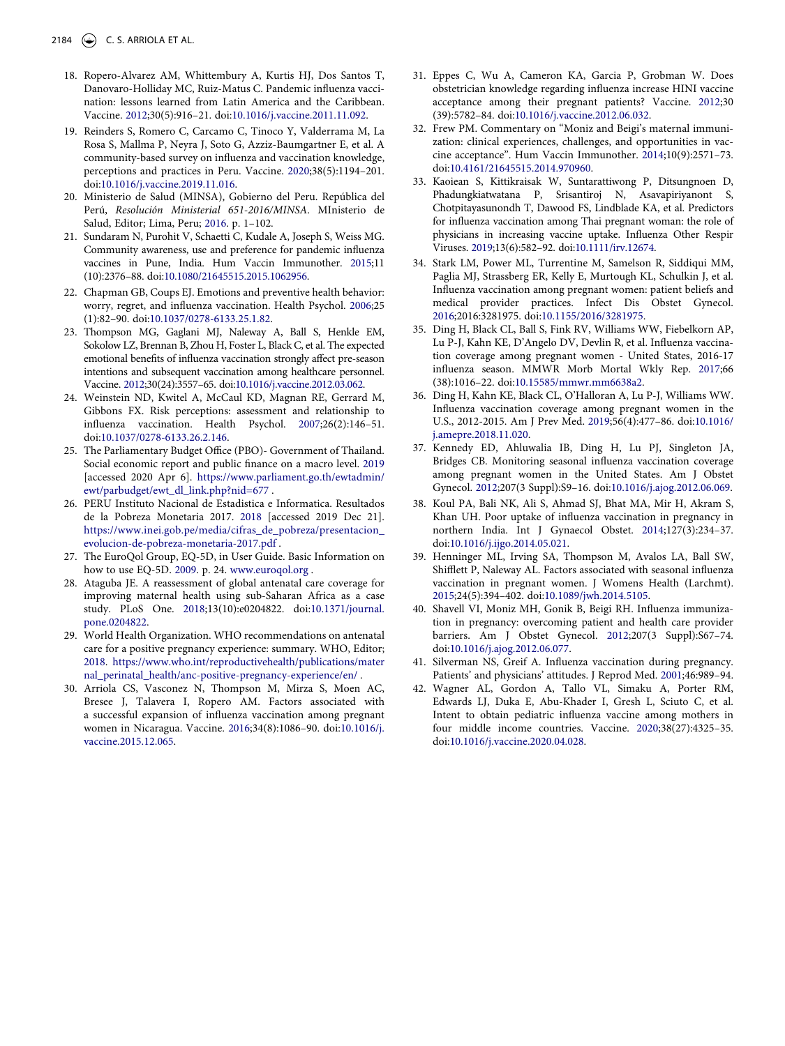18. Ropero-Alvarez AM, Whittembury A, Kurtis HJ, Dos Santos T, Danovaro-Holliday MC, Ruiz-Matus C. Pandemic influenza vaccination: lessons learned from Latin America and the Caribbean. Vaccine. 2012;30(5):916–21. doi:10.1016/j.vaccine.2011.11.092.
19. Reinders S, Romero C, Carcamo C, Tinoco Y, Valderrama M, La Rosa S, Mallma P, Neyra J, Soto G, Azziz-Baumgartner E, et al. A community-based survey on influenza and vaccination knowledge, perceptions and practices in Peru. Vaccine. 2020;38(5):1194–201. doi:10.1016/j.vaccine.2019.11.016.
20. Ministerio de Salud (MINSA), Gobierno del Peru. República del Perú, *Resolución Ministerial 651-2016/MINSA*. MInisterio de Salud, Editor; Lima, Peru; 2016. p. 1–102.
21. Sundaram N, Purohit V, Schaetti C, Kudale A, Joseph S, Weiss MG. Community awareness, use and preference for pandemic influenza vaccines in Pune, India. Hum Vaccin Immunother. 2015;11 (10):2376–88. doi:10.1080/21645515.2015.1062956.
22. Chapman GB, Coups EJ. Emotions and preventive health behavior: worry, regret, and influenza vaccination. Health Psychol. 2006;25 (1):82–90. doi:10.1037/0278-6133.25.1.82.
23. Thompson MG, Gaglani MJ, Naleway A, Ball S, Henkle EM, Sokolow LZ, Brennan B, Zhou H, Foster L, Black C, et al. The expected emotional benefits of influenza vaccination strongly affect pre-season intentions and subsequent vaccination among healthcare personnel. Vaccine. 2012;30(24):3557–65. doi:10.1016/j.vaccine.2012.03.062.
24. Weinstein ND, Kwitel A, McCaul KD, Magnan RE, Gerrard M, Gibbons FX. Risk perceptions: assessment and relationship to influenza vaccination. Health Psychol. 2007;26(2):146–51. doi:10.1037/0278-6133.26.2.146.
25. The Parliamentary Budget Office (PBO)- Government of Thailand. Social economic report and public finance on a macro level. 2019 [accessed 2020 Apr 6]. https://www.parliament.go.th/ewtadmin/ewt/parbudget/ewt_dl_link.php?nid=677 .
26. PERU Instituto Nacional de Estadistica e Informatica. Resultados de la Pobreza Monetaria 2017. 2018 [accessed 2019 Dec 21]. https://www.inei.gob.pe/media/cifras_de_pobreza/presentacion_evolucion-de-pobreza-monetaria-2017.pdf .
27. The EuroQol Group, EQ-5D, in User Guide. Basic Information on how to use EQ-5D. 2009. p. 24. www.euroqol.org .
28. Ataguba JE. A reassessment of global antenatal care coverage for improving maternal health using sub-Saharan Africa as a case study. PLoS One. 2018;13(10):e0204822. doi:10.1371/journal.pone.0204822.
29. World Health Organization. WHO recommendations on antenatal care for a positive pregnancy experience: summary. WHO, Editor; 2018. https://www.who.int/reproductivehealth/publications/maternal_perinatal_health/anc-positive-pregnancy-experience/en/ .
30. Arriola CS, Vasconez N, Thompson M, Mirza S, Moen AC, Bresee J, Talavera I, Ropero AM. Factors associated with a successful expansion of influenza vaccination among pregnant women in Nicaragua. Vaccine. 2016;34(8):1086–90. doi:10.1016/j.vaccine.2015.12.065.
31. Eppes C, Wu A, Cameron KA, Garcia P, Grobman W. Does obstetrician knowledge regarding influenza increase HINI vaccine acceptance among their pregnant patients? Vaccine. 2012;30 (39):5782–84. doi:10.1016/j.vaccine.2012.06.032.
32. Frew PM. Commentary on "Moniz and Beigi's maternal immunization: clinical experiences, challenges, and opportunities in vaccine acceptance". Hum Vaccin Immunother. 2014;10(9):2571–73. doi:10.4161/21645515.2014.970960.
33. Kaoiean S, Kittikraisak W, Suntarattiwong P, Ditsungnoen D, Phadungkiatwatana P, Srisantiroj N, Asavapiriyanont S, Chotpitayasunondh T, Dawood FS, Lindblade KA, et al. Predictors for influenza vaccination among Thai pregnant woman: the role of physicians in increasing vaccine uptake. Influenza Other Respir Viruses. 2019;13(6):582–92. doi:10.1111/irv.12674.
34. Stark LM, Power ML, Turrentine M, Samelson R, Siddiqui MM, Paglia MJ, Strassberg ER, Kelly E, Murtough KL, Schulkin J, et al. Influenza vaccination among pregnant women: patient beliefs and medical provider practices. Infect Dis Obstet Gynecol. 2016;2016:3281975. doi:10.1155/2016/3281975.
35. Ding H, Black CL, Ball S, Fink RV, Williams WW, Fiebelkorn AP, Lu P-J, Kahn KE, D'Angelo DV, Devlin R, et al. Influenza vaccination coverage among pregnant women - United States, 2016-17 influenza season. MMWR Morb Mortal Wkly Rep. 2017;66 (38):1016–22. doi:10.15585/mmwr.mm6638a2.
36. Ding H, Kahn KE, Black CL, O'Halloran A, Lu P-J, Williams WW. Influenza vaccination coverage among pregnant women in the U.S., 2012-2015. Am J Prev Med. 2019;56(4):477–86. doi:10.1016/j.amepre.2018.11.020.
37. Kennedy ED, Ahluwalia IB, Ding H, Lu PJ, Singleton JA, Bridges CB. Monitoring seasonal influenza vaccination coverage among pregnant women in the United States. Am J Obstet Gynecol. 2012;207(3 Suppl):S9–16. doi:10.1016/j.ajog.2012.06.069.
38. Koul PA, Bali NK, Ali S, Ahmad SJ, Bhat MA, Mir H, Akram S, Khan UH. Poor uptake of influenza vaccination in pregnancy in northern India. Int J Gynaecol Obstet. 2014;127(3):234–37. doi:10.1016/j.ijgo.2014.05.021.
39. Henninger ML, Irving SA, Thompson M, Avalos LA, Ball SW, Shifflett P, Naleway AL. Factors associated with seasonal influenza vaccination in pregnant women. J Womens Health (Larchmt). 2015;24(5):394–402. doi:10.1089/jwh.2014.5105.
40. Shavell VI, Moniz MH, Gonik B, Beigi RH. Influenza immunization in pregnancy: overcoming patient and health care provider barriers. Am J Obstet Gynecol. 2012;207(3 Suppl):S67–74. doi:10.1016/j.ajog.2012.06.077.
41. Silverman NS, Greif A. Influenza vaccination during pregnancy. Patients' and physicians' attitudes. J Reprod Med. 2001;46:989–94.
42. Wagner AL, Gordon A, Tallo VL, Simaku A, Porter RM, Edwards LJ, Duka E, Abu-Khader I, Gresh L, Sciuto C, et al. Intent to obtain pediatric influenza vaccine among mothers in four middle income countries. Vaccine. 2020;38(27):4325–35. doi:10.1016/j.vaccine.2020.04.028.